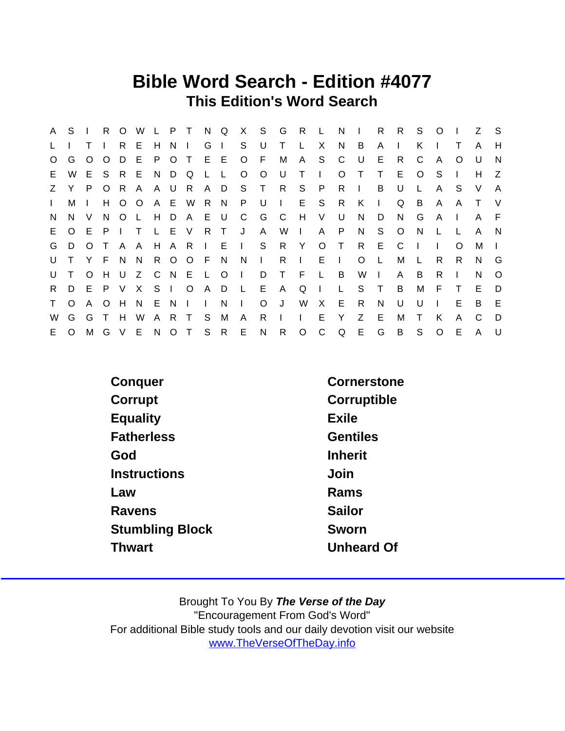# Bible Word Search - Edition #4077

## This Edition's Word Search

```
A S I R O W L P T N Q X S G R L N I R R S O I Z S
L I T I R E H N I G I S U T L X N B A I K I T A H
O G O O D E P O T E E O F M A S C U E R C A O U N
E W E S R E N D Q L L O O U T I O T T E O S I H Z
Z Y P O R A A U R A D S T R S P R I B U L A S V A
I M I H O O A E W R N P U I E S R K I Q B A A T V
N N V N O L H D A E U C G C H V U N D N G A I A F
E O E P I T L E V R T J A W I A P N S O N L L A N
G D O T A A H A R I E I S R Y O T R E C I I O M I
U T Y F N N R O O F N N I R I E I O L M L R R N G
U T O H U Z C N E L O I D T F L B W I A B R I N O
R D E P V X S I O A D L E A Q I L S T B M F T E D
T O A O H N E N I I N I O J W X E R N U U I E B E
W G G T H W A R T S M A R I I E Y Z E M T K A C D
E O M G V E N O T S R E N R O C Q E G B S O E A U
```

| | |
|---|---|
| Conquer | Cornerstone |
| Corrupt | Corruptible |
| Equality | Exile |
| Fatherless | Gentiles |
| God | Inherit |
| Instructions | Join |
| Law | Rams |
| Ravens | Sailor |
| Stumbling Block | Sworn |
| Thwart | Unheard Of |

Brought To You By ***The Verse of the Day***
"Encouragement From God's Word"
For additional Bible study tools and our daily devotion visit our website
[www.TheVerseOfTheDay.info](http://www.TheVerseOfTheDay.info)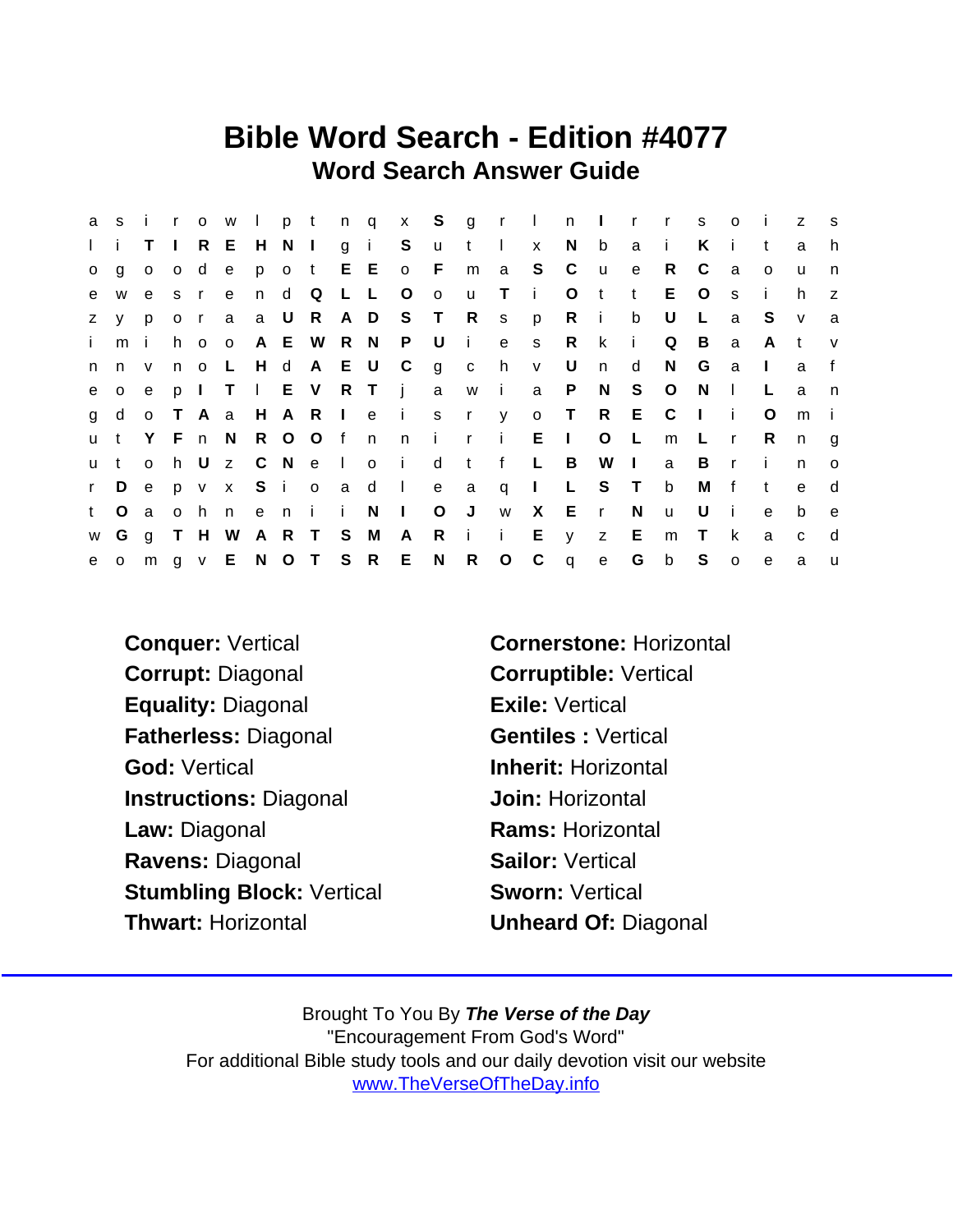# Bible Word Search - Edition #4077

## Word Search Answer Guide

```
a s i r o w l p t n q x S g r l n I r r s o i z s
l i T I R E H N I g i S u t l x N b a i K i t a h
o g o o d e p o t E E o F m a S C u e R C a o u n
e w e s r e n d Q L L O o u T i O t t E O s i h z
z y p o r a a U R A D S T R s p R i b U L a S v a
i m i h o o A E W R N P U i e s R k i Q B a A t v
n n v n o L H d A E U C g c h v U n d N G a I a f
e o e p I T l E V R T j a w i a P N S O N l L a n
g d o T A a H A R I e i s r y o T R E C I i O m i
u t Y F n N R O O f n n i r i E I O L m L r R n g
u t o h U z C N e l o i d t f L B W I a B r i n o
r D e p v x S i o a d l e a q I L S T b M f t e d
t O a o h n e n i i N I O J w X E r N u U i e b e
w G g T H W A R T S M A R i i E y z E m T k a c d
e o m g v E N O T S R E N R O C q e G b S o e a u
```

**Conquer:** Vertical

**Cornerstone:** Horizontal

**Corrupt:** Diagonal

**Corruptible:** Vertical

**Equality:** Diagonal

**Exile:** Vertical

**Fatherless:** Diagonal

**Gentiles :** Vertical

**God:** Vertical

**Inherit:** Horizontal

**Instructions:** Diagonal

**Join:** Horizontal

**Law:** Diagonal

**Rams:** Horizontal

**Ravens:** Diagonal

**Sailor:** Vertical

**Stumbling Block:** Vertical

**Sworn:** Vertical

**Thwart:** Horizontal

**Unheard Of:** Diagonal

Brought To You By ***The Verse of the Day***

"Encouragement From God's Word"

For additional Bible study tools and our daily devotion visit our website

www.TheVerseOfTheDay.info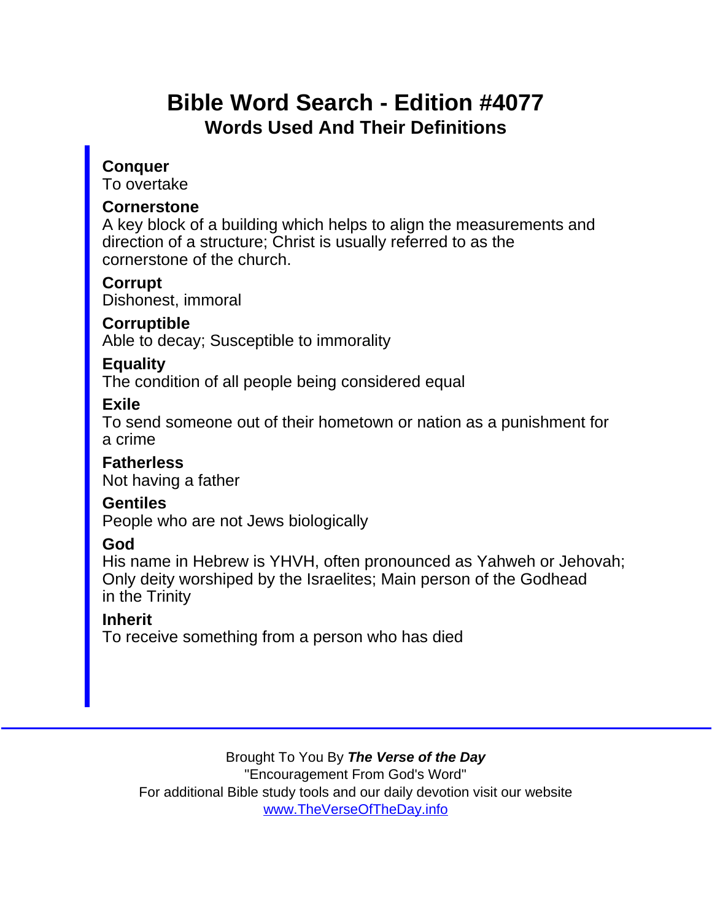# Bible Word Search - Edition #4077

## Words Used And Their Definitions

**Conquer**
To overtake

**Cornerstone**
A key block of a building which helps to align the measurements and direction of a structure; Christ is usually referred to as the cornerstone of the church.

**Corrupt**
Dishonest, immoral

**Corruptible**
Able to decay; Susceptible to immorality

**Equality**
The condition of all people being considered equal

**Exile**
To send someone out of their hometown or nation as a punishment for a crime

**Fatherless**
Not having a father

**Gentiles**
People who are not Jews biologically

**God**
His name in Hebrew is YHVH, often pronounced as Yahweh or Jehovah; Only deity worshiped by the Israelites; Main person of the Godhead in the Trinity

**Inherit**
To receive something from a person who has died

Brought To You By ***The Verse of the Day***
"Encouragement From God's Word"
For additional Bible study tools and our daily devotion visit our website
www.TheVerseOfTheDay.info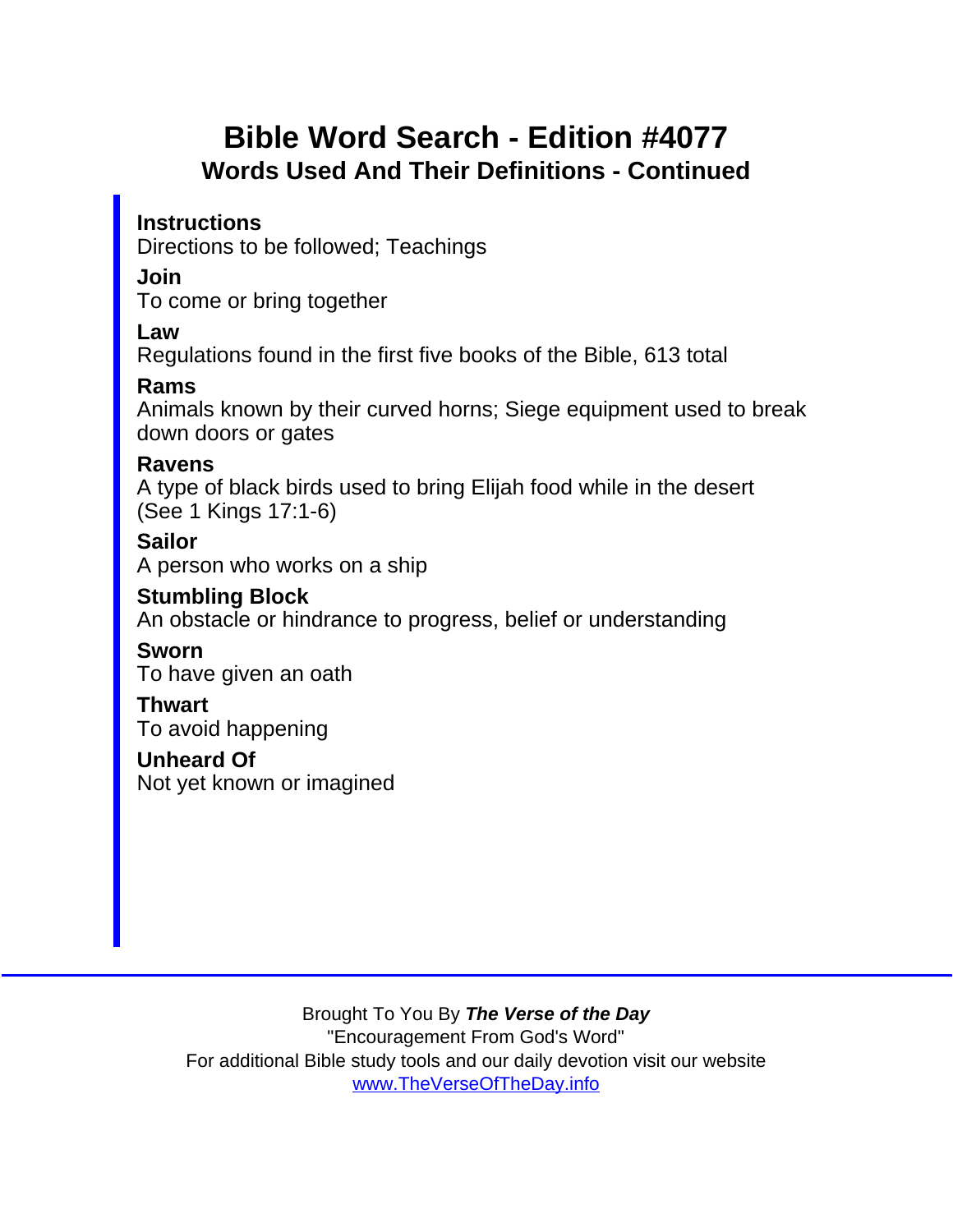# Bible Word Search - Edition #4077

## Words Used And Their Definitions - Continued

**Instructions**
Directions to be followed; Teachings

**Join**
To come or bring together

**Law**
Regulations found in the first five books of the Bible, 613 total

**Rams**
Animals known by their curved horns; Siege equipment used to break down doors or gates

**Ravens**
A type of black birds used to bring Elijah food while in the desert (See 1 Kings 17:1-6)

**Sailor**
A person who works on a ship

**Stumbling Block**
An obstacle or hindrance to progress, belief or understanding

**Sworn**
To have given an oath

**Thwart**
To avoid happening

**Unheard Of**
Not yet known or imagined

Brought To You By ***The Verse of the Day***
"Encouragement From God's Word"
For additional Bible study tools and our daily devotion visit our website
www.TheVerseOfTheDay.info